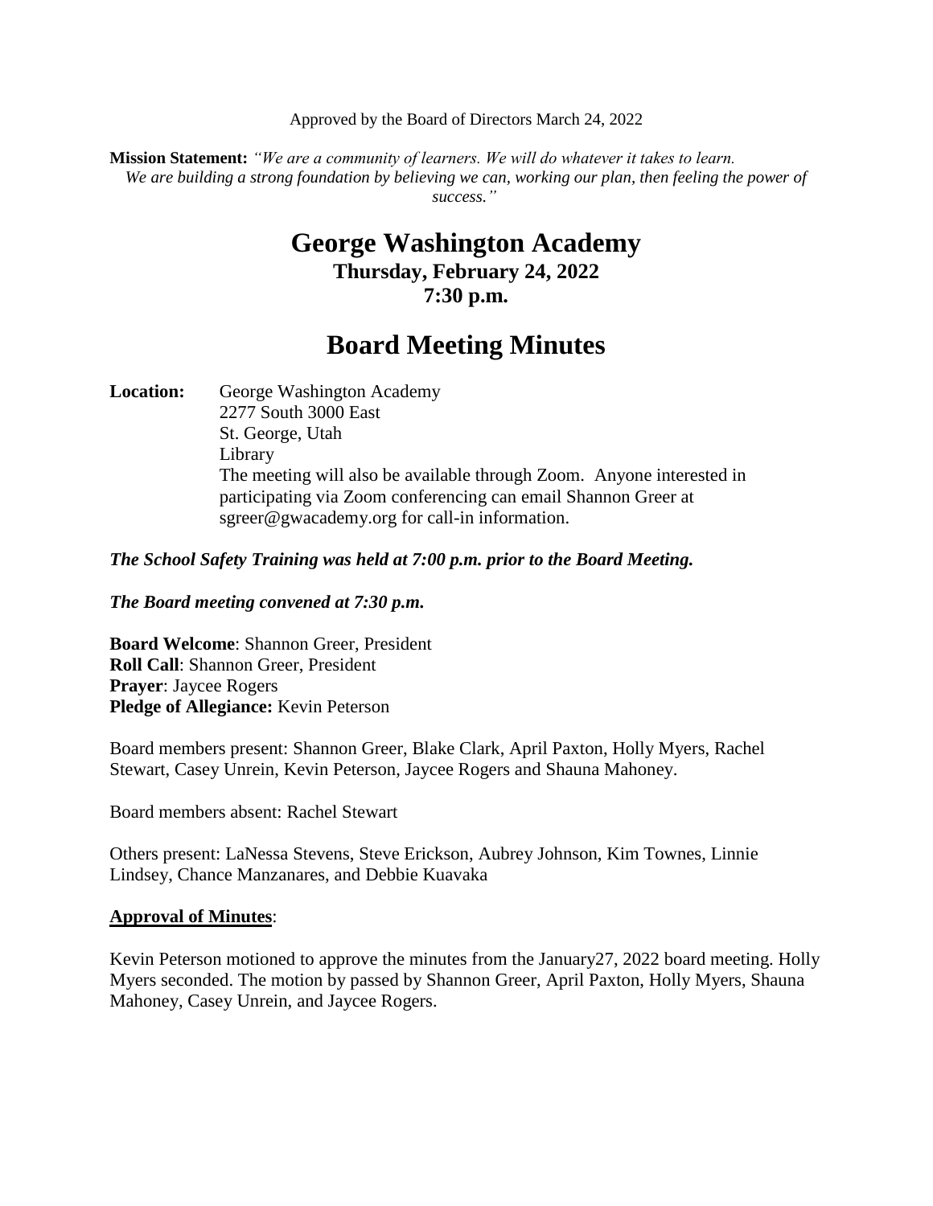Approved by the Board of Directors March 24, 2022

**Mission Statement:** *"We are a community of learners. We will do whatever it takes to learn. We are building a strong foundation by believing we can, working our plan, then feeling the power of success."*

# George Washington Academy

### Thursday, February 24, 2022
### 7:30 p.m.

# Board Meeting Minutes

**Location:** George Washington Academy
2277 South 3000 East
St. George, Utah
Library
The meeting will also be available through Zoom. Anyone interested in participating via Zoom conferencing can email Shannon Greer at sgreer@gwacademy.org for call-in information.

***The School Safety Training was held at 7:00 p.m. prior to the Board Meeting.***

***The Board meeting convened at 7:30 p.m.***

**Board Welcome**: Shannon Greer, President
**Roll Call**: Shannon Greer, President
**Prayer**: Jaycee Rogers
**Pledge of Allegiance:** Kevin Peterson

Board members present: Shannon Greer, Blake Clark, April Paxton, Holly Myers, Rachel Stewart, Casey Unrein, Kevin Peterson, Jaycee Rogers and Shauna Mahoney.

Board members absent: Rachel Stewart

Others present: LaNessa Stevens, Steve Erickson, Aubrey Johnson, Kim Townes, Linnie Lindsey, Chance Manzanares, and Debbie Kuavaka

**Approval of Minutes**:

Kevin Peterson motioned to approve the minutes from the January27, 2022 board meeting. Holly Myers seconded. The motion by passed by Shannon Greer, April Paxton, Holly Myers, Shauna Mahoney, Casey Unrein, and Jaycee Rogers.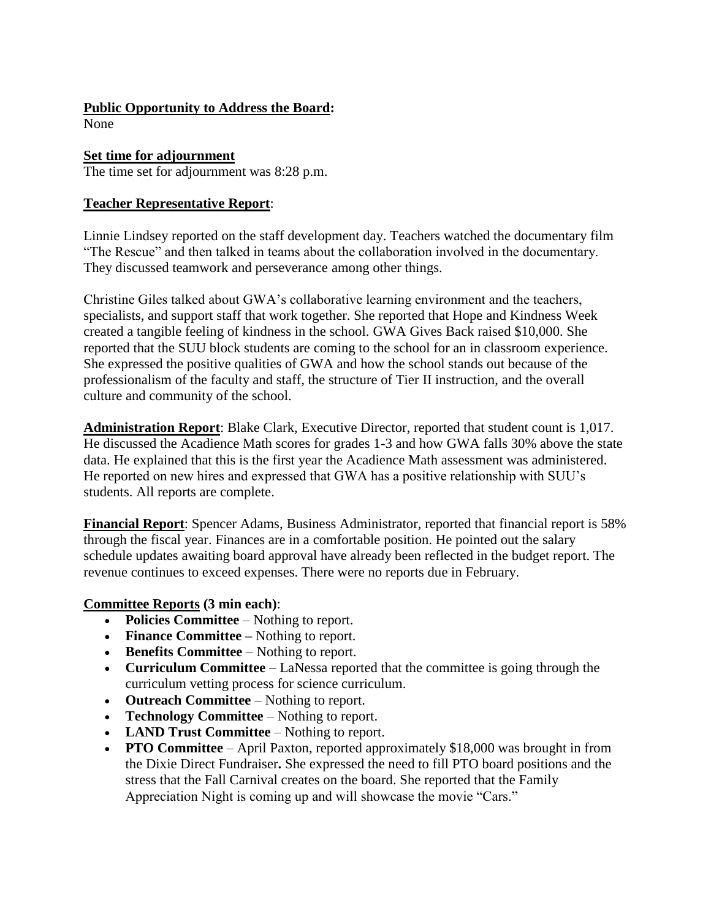**Public Opportunity to Address the Board:**
None

**Set time for adjournment**
The time set for adjournment was 8:28 p.m.

**Teacher Representative Report**:

Linnie Lindsey reported on the staff development day. Teachers watched the documentary film "The Rescue" and then talked in teams about the collaboration involved in the documentary. They discussed teamwork and perseverance among other things.

Christine Giles talked about GWA's collaborative learning environment and the teachers, specialists, and support staff that work together. She reported that Hope and Kindness Week created a tangible feeling of kindness in the school. GWA Gives Back raised $10,000. She reported that the SUU block students are coming to the school for an in classroom experience. She expressed the positive qualities of GWA and how the school stands out because of the professionalism of the faculty and staff, the structure of Tier II instruction, and the overall culture and community of the school.

**Administration Report**: Blake Clark, Executive Director, reported that student count is 1,017. He discussed the Acadience Math scores for grades 1-3 and how GWA falls 30% above the state data. He explained that this is the first year the Acadience Math assessment was administered. He reported on new hires and expressed that GWA has a positive relationship with SUU's students. All reports are complete.

**Financial Report**: Spencer Adams, Business Administrator, reported that financial report is 58% through the fiscal year. Finances are in a comfortable position. He pointed out the salary schedule updates awaiting board approval have already been reflected in the budget report. The revenue continues to exceed expenses. There were no reports due in February.

**Committee Reports (3 min each)**:

- **Policies Committee** – Nothing to report.
- **Finance Committee –** Nothing to report.
- **Benefits Committee** – Nothing to report.
- **Curriculum Committee** – LaNessa reported that the committee is going through the curriculum vetting process for science curriculum.
- **Outreach Committee** – Nothing to report.
- **Technology Committee** – Nothing to report.
- **LAND Trust Committee** – Nothing to report.
- **PTO Committee** – April Paxton, reported approximately $18,000 was brought in from the Dixie Direct Fundraiser**.** She expressed the need to fill PTO board positions and the stress that the Fall Carnival creates on the board. She reported that the Family Appreciation Night is coming up and will showcase the movie "Cars."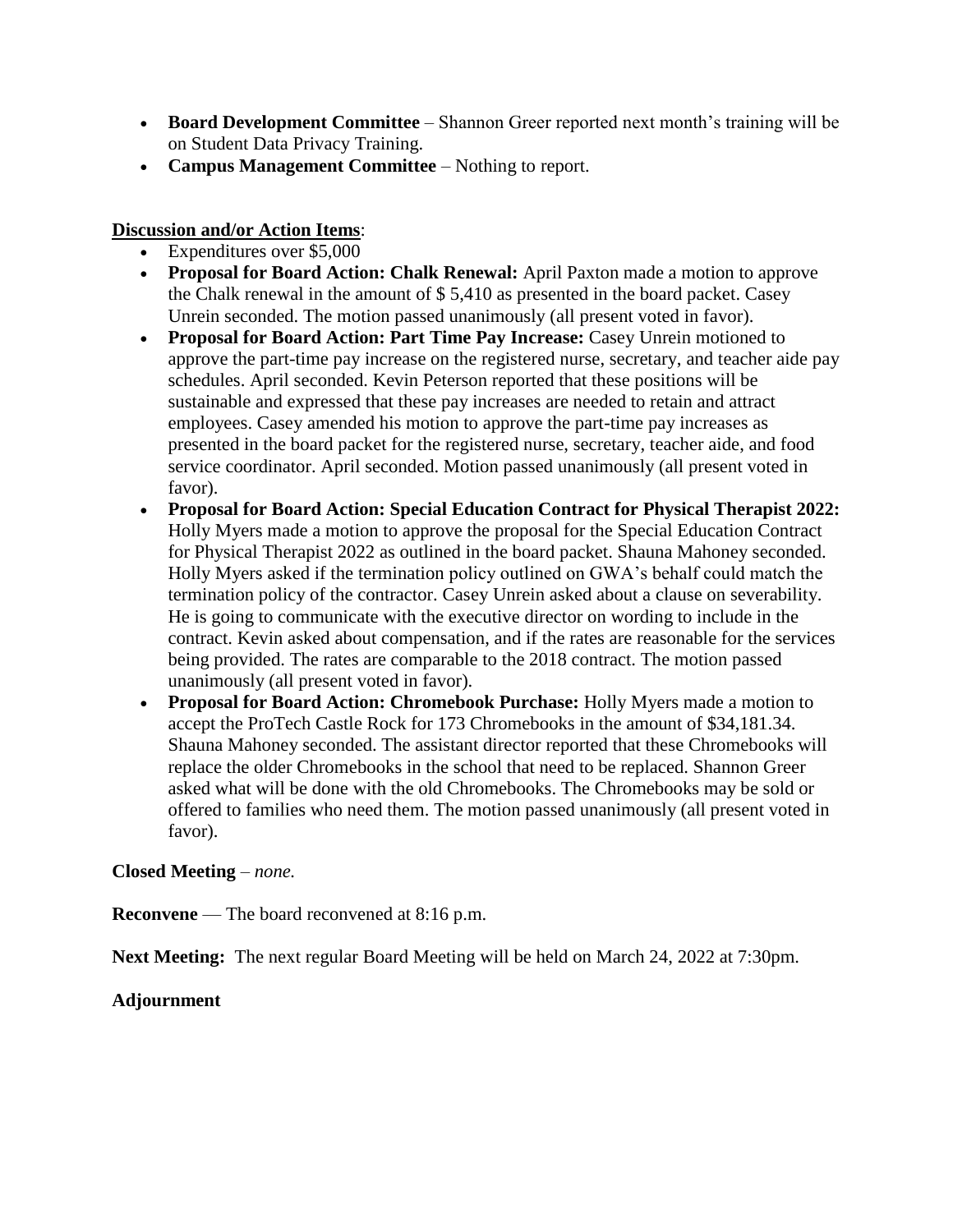- **Board Development Committee** – Shannon Greer reported next month's training will be on Student Data Privacy Training.
- **Campus Management Committee** – Nothing to report.

**Discussion and/or Action Items**:

- Expenditures over $5,000
- **Proposal for Board Action: Chalk Renewal:** April Paxton made a motion to approve the Chalk renewal in the amount of $ 5,410 as presented in the board packet. Casey Unrein seconded. The motion passed unanimously (all present voted in favor).
- **Proposal for Board Action: Part Time Pay Increase:** Casey Unrein motioned to approve the part-time pay increase on the registered nurse, secretary, and teacher aide pay schedules. April seconded. Kevin Peterson reported that these positions will be sustainable and expressed that these pay increases are needed to retain and attract employees. Casey amended his motion to approve the part-time pay increases as presented in the board packet for the registered nurse, secretary, teacher aide, and food service coordinator. April seconded. Motion passed unanimously (all present voted in favor).
- **Proposal for Board Action: Special Education Contract for Physical Therapist 2022:** Holly Myers made a motion to approve the proposal for the Special Education Contract for Physical Therapist 2022 as outlined in the board packet. Shauna Mahoney seconded. Holly Myers asked if the termination policy outlined on GWA's behalf could match the termination policy of the contractor. Casey Unrein asked about a clause on severability. He is going to communicate with the executive director on wording to include in the contract. Kevin asked about compensation, and if the rates are reasonable for the services being provided. The rates are comparable to the 2018 contract. The motion passed unanimously (all present voted in favor).
- **Proposal for Board Action: Chromebook Purchase:** Holly Myers made a motion to accept the ProTech Castle Rock for 173 Chromebooks in the amount of $34,181.34. Shauna Mahoney seconded. The assistant director reported that these Chromebooks will replace the older Chromebooks in the school that need to be replaced. Shannon Greer asked what will be done with the old Chromebooks. The Chromebooks may be sold or offered to families who need them. The motion passed unanimously (all present voted in favor).

**Closed Meeting** – *none.*

**Reconvene** — The board reconvened at 8:16 p.m.

**Next Meeting:** The next regular Board Meeting will be held on March 24, 2022 at 7:30pm.

**Adjournment**